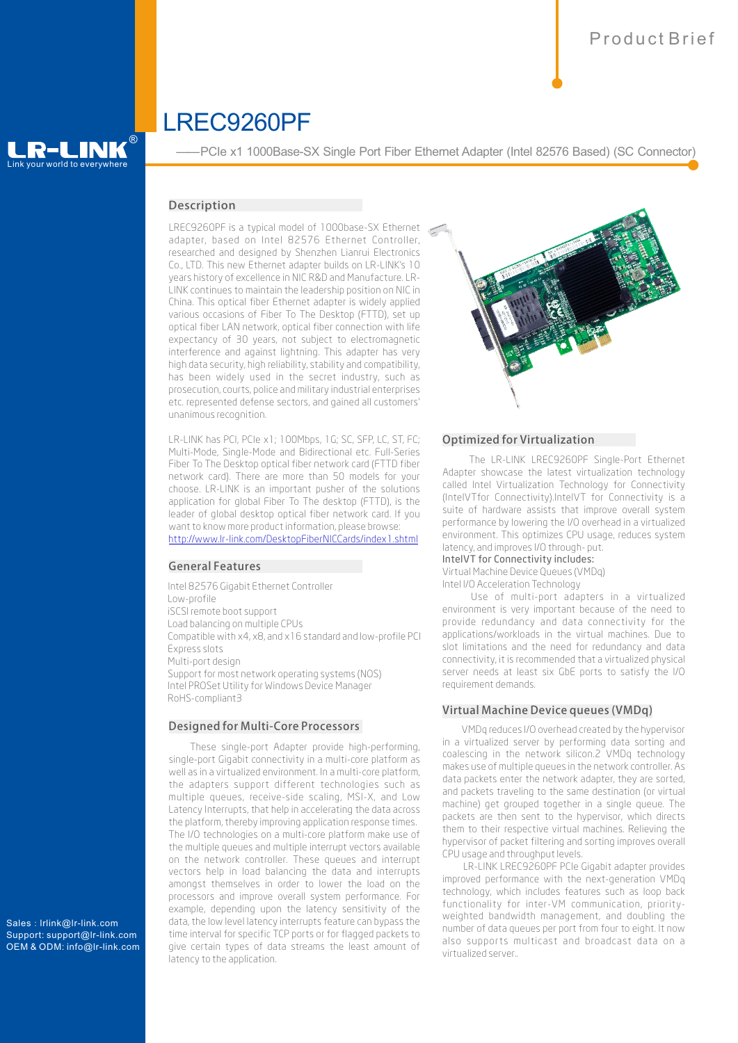Product Brief

# LREC9260PF

——PCIe x1 1000Base-SX Single Port Fiber Ethernet Adapter (Intel 82576 Based) (SC Connector)

## Description

LREC9260PF is a typical model of 1000base-SX Ethernet adapter, based on Intel 82576 Ethernet Controller, researched and designed by Shenzhen Lianrui Electronics Co., LTD. This new Ethernet adapter builds on LR-LINK's 10 years history of excellence in NIC R&D and Manufacture. LR-LINK continues to maintain the leadership position on NIC in China. This optical fiber Ethernet adapter is widely applied various occasions of Fiber To The Desktop (FTTD), set up optical fiber LAN network, optical fiber connection with life expectancy of 30 years, not subject to electromagnetic interference and against lightning. This adapter has very high data security, high reliability, stability and compatibility, has been widely used in the secret industry, such as prosecution, courts, police and military industrial enterprises etc. represented defense sectors, and gained all customers' unanimous recognition.

LR-LINK has PCI, PCIe x1; 100Mbps, 1G; SC, SFP, LC, ST, FC; Multi-Mode, Single-Mode and Bidirectional etc. Full-Series Fiber To The Desktop optical fiber network card (FTTD fiber network card). There are more than 50 models for your choose. LR-LINK is an important pusher of the solutions application for global Fiber To The desktop (FTTD), is the leader of global desktop optical fiber network card. If you want to know more product information, please browse: http://www.lr-link.com/DesktopFiberNICCards/index1.shtml

## General Features

Intel 82576 Gigabit Ethernet Controller
Low-profile
iSCSI remote boot support
Load balancing on multiple CPUs
Compatible with x4, x8, and x16 standard and low-profile PCI Express slots
Multi-port design
Support for most network operating systems (NOS)
Intel PROSet Utility for Windows Device Manager
RoHS-compliant3

## Designed for Multi-Core Processors

These single-port Adapter provide high-performing, single-port Gigabit connectivity in a multi-core platform as well as in a virtualized environment. In a multi-core platform, the adapters support different technologies such as multiple queues, receive-side scaling, MSI-X, and Low Latency Interrupts, that help in accelerating the data across the platform, thereby improving application response times. The I/O technologies on a multi-core platform make use of the multiple queues and multiple interrupt vectors available on the network controller. These queues and interrupt vectors help in load balancing the data and interrupts amongst themselves in order to lower the load on the processors and improve overall system performance. For example, depending upon the latency sensitivity of the data, the low level latency interrupts feature can bypass the time interval for specific TCP ports or for flagged packets to give certain types of data streams the least amount of latency to the application.

## Optimized for Virtualization

The LR-LINK LREC9260PF Single-Port Ethernet Adapter showcase the latest virtualization technology called Intel Virtualization Technology for Connectivity (IntelVTfor Connectivity).IntelVT for Connectivity is a suite of hardware assists that improve overall system performance by lowering the I/O overhead in a virtualized environment. This optimizes CPU usage, reduces system latency, and improves I/O through- put.

IntelVT for Connectivity includes:
Virtual Machine Device Queues (VMDq)
Intel I/O Acceleration Technology

Use of multi-port adapters in a virtualized environment is very important because of the need to provide redundancy and data connectivity for the applications/workloads in the virtual machines. Due to slot limitations and the need for redundancy and data connectivity, it is recommended that a virtualized physical server needs at least six GbE ports to satisfy the I/O requirement demands.

## Virtual Machine Device queues (VMDq)

VMDq reduces I/O overhead created by the hypervisor in a virtualized server by performing data sorting and coalescing in the network silicon.2 VMDq technology makes use of multiple queues in the network controller. As data packets enter the network adapter, they are sorted, and packets traveling to the same destination (or virtual machine) get grouped together in a single queue. The packets are then sent to the hypervisor, which directs them to their respective virtual machines. Relieving the hypervisor of packet filtering and sorting improves overall CPU usage and throughput levels.

LR-LINK LREC9260PF PCIe Gigabit adapter provides improved performance with the next-generation VMDq technology, which includes features such as loop back functionality for inter-VM communication, priority-weighted bandwidth management, and doubling the number of data queues per port from four to eight. It now also supports multicast and broadcast data on a virtualized server..

Sales : lrlink@lr-link.com
Support: support@lr-link.com
OEM & ODM: info@lr-link.com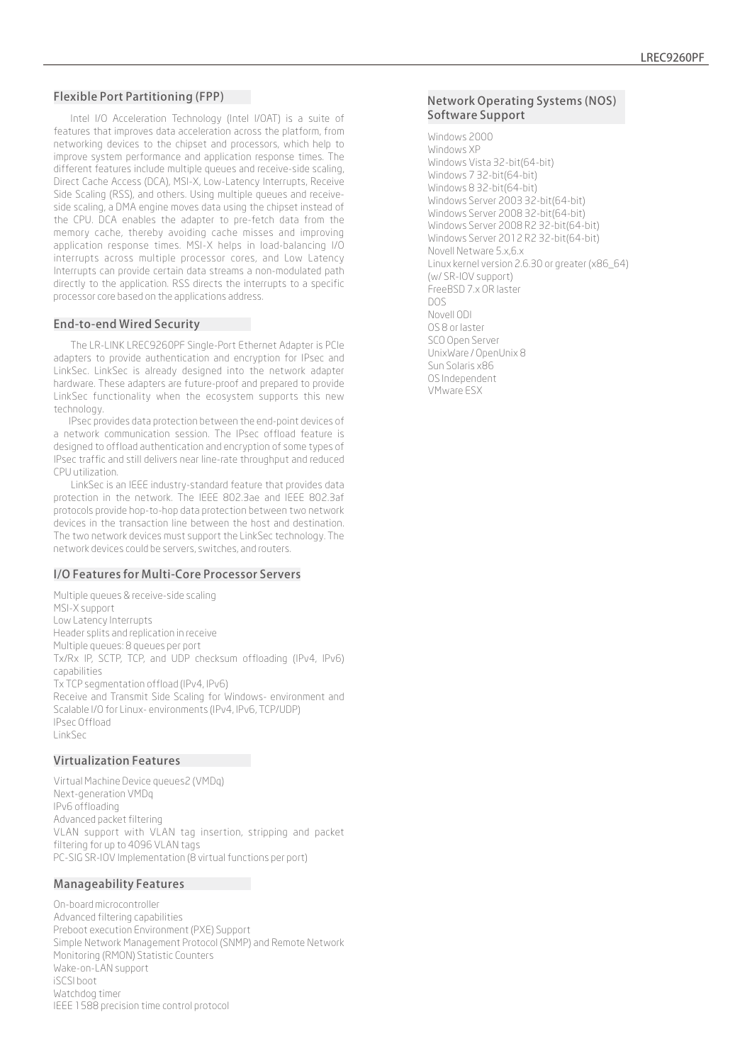## Flexible Port Partitioning (FPP)

Intel I/O Acceleration Technology (Intel I/OAT) is a suite of features that improves data acceleration across the platform, from networking devices to the chipset and processors, which help to improve system performance and application response times. The different features include multiple queues and receive-side scaling, Direct Cache Access (DCA), MSI-X, Low-Latency Interrupts, Receive Side Scaling (RSS), and others. Using multiple queues and receive-side scaling, a DMA engine moves data using the chipset instead of the CPU. DCA enables the adapter to pre-fetch data from the memory cache, thereby avoiding cache misses and improving application response times. MSI-X helps in load-balancing I/O interrupts across multiple processor cores, and Low Latency Interrupts can provide certain data streams a non-modulated path directly to the application. RSS directs the interrupts to a specific processor core based on the applications address.

## End-to-end Wired Security

The LR-LINK LREC9260PF Single-Port Ethernet Adapter is PCIe adapters to provide authentication and encryption for IPsec and LinkSec. LinkSec is already designed into the network adapter hardware. These adapters are future-proof and prepared to provide LinkSec functionality when the ecosystem supports this new technology.

IPsec provides data protection between the end-point devices of a network communication session. The IPsec offload feature is designed to offload authentication and encryption of some types of IPsec traffic and still delivers near line-rate throughput and reduced CPU utilization.

LinkSec is an IEEE industry-standard feature that provides data protection in the network. The IEEE 802.3ae and IEEE 802.3af protocols provide hop-to-hop data protection between two network devices in the transaction line between the host and destination. The two network devices must support the LinkSec technology. The network devices could be servers, switches, and routers.

## I/O Features for Multi-Core Processor Servers

Multiple queues & receive-side scaling
MSI-X support
Low Latency Interrupts
Header splits and replication in receive
Multiple queues: 8 queues per port
Tx/Rx IP, SCTP, TCP, and UDP checksum offloading (IPv4, IPv6) capabilities
Tx TCP segmentation offload (IPv4, IPv6)
Receive and Transmit Side Scaling for Windows- environment and Scalable I/O for Linux- environments (IPv4, IPv6, TCP/UDP)
IPsec Offload
LinkSec

## Virtualization Features

Virtual Machine Device queues2 (VMDq)
Next-generation VMDq
IPv6 offloading
Advanced packet filtering
VLAN support with VLAN tag insertion, stripping and packet filtering for up to 4096 VLAN tags
PC-SIG SR-IOV Implementation (8 virtual functions per port)

## Manageability Features

On-board microcontroller
Advanced filtering capabilities
Preboot execution Environment (PXE) Support
Simple Network Management Protocol (SNMP) and Remote Network Monitoring (RMON) Statistic Counters
Wake-on-LAN support
iSCSI boot
Watchdog timer
IEEE 1588 precision time control protocol

## Network Operating Systems (NOS) Software Support

Windows 2000
Windows XP
Windows Vista 32-bit(64-bit)
Windows 7 32-bit(64-bit)
Windows 8 32-bit(64-bit)
Windows Server 2003 32-bit(64-bit)
Windows Server 2008 32-bit(64-bit)
Windows Server 2008 R2 32-bit(64-bit)
Windows Server 2012 R2 32-bit(64-bit)
Novell Netware 5.x,6.x
Linux kernel version 2.6.30 or greater (x86_64) (w/ SR-IOV support)
FreeBSD 7.x OR laster
DOS
Novell ODI
OS 8 or laster
SCO Open Server
UnixWare / OpenUnix 8
Sun Solaris x86
OS Independent
VMware ESX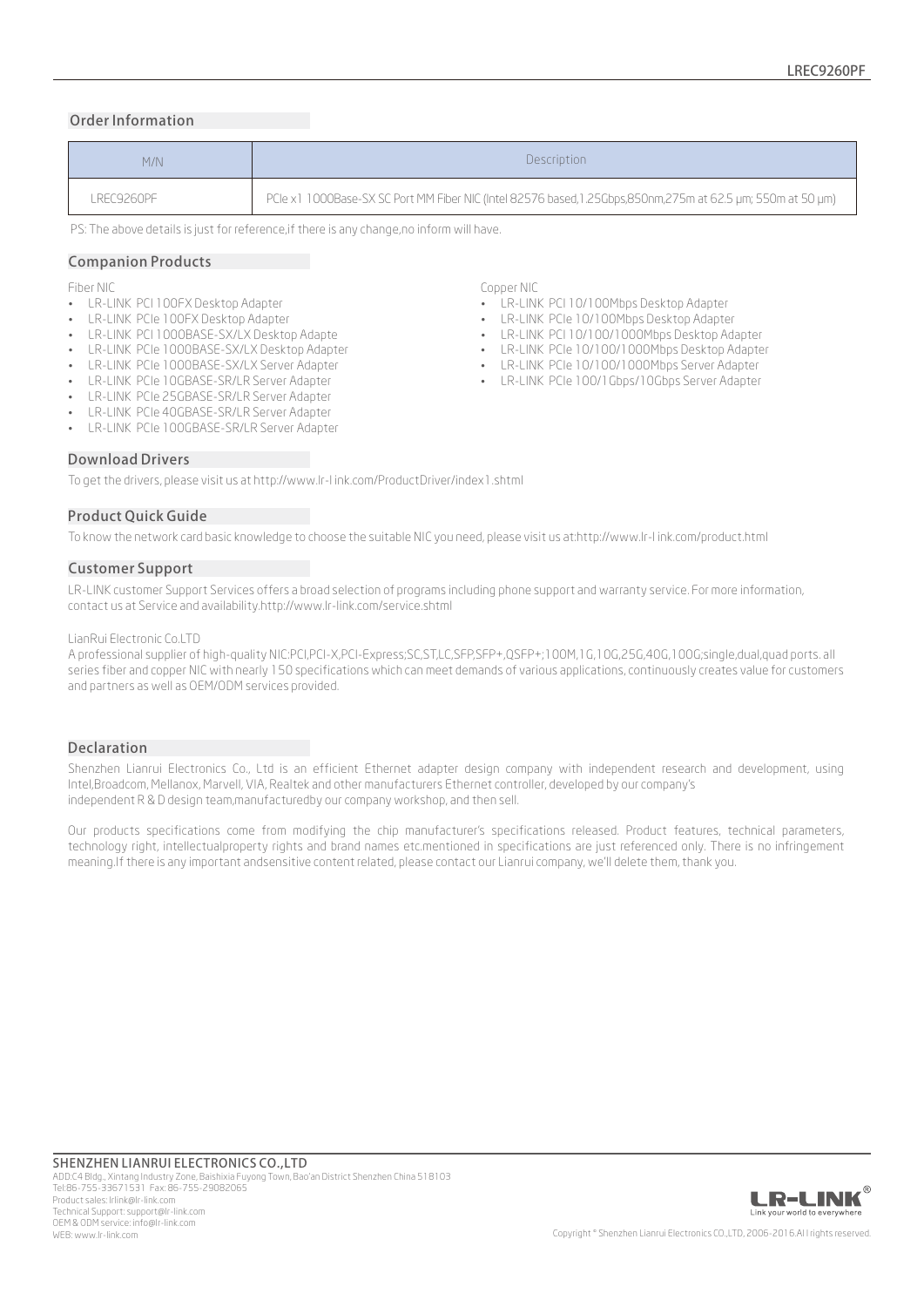## Order Information

| M/N | Description |
|---|---|
| LREC9260PF | PCIe x1 1000Base-SX SC Port MM Fiber NIC (Intel 82576 based,1.25Gbps,850nm,275m at 62.5 μm; 550m at 50 μm) |

PS: The above details is just for reference,if there is any change,no inform will have.

## Companion Products

Fiber NIC

- LR-LINK PCI 100FX Desktop Adapter
- LR-LINK PCIe 100FX Desktop Adapter
- LR-LINK PCI 1000BASE-SX/LX Desktop Adapte
- LR-LINK PCIe 1000BASE-SX/LX Desktop Adapter
- LR-LINK PCIe 1000BASE-SX/LX Server Adapter
- LR-LINK PCIe 10GBASE-SR/LR Server Adapter
- LR-LINK PCIe 25GBASE-SR/LR Server Adapter
- LR-LINK PCIe 40GBASE-SR/LR Server Adapter
- LR-LINK PCIe 100GBASE-SR/LR Server Adapter

Copper NIC

- LR-LINK PCI 10/100Mbps Desktop Adapter
- LR-LINK PCIe 10/100Mbps Desktop Adapter
- LR-LINK PCI 10/100/1000Mbps Desktop Adapter
- LR-LINK PCIe 10/100/1000Mbps Desktop Adapter
- LR-LINK PCIe 10/100/1000Mbps Server Adapter
- LR-LINK PCIe 100/1Gbps/10Gbps Server Adapter

## Download Drivers

To get the drivers, please visit us at http://www.lr-l ink.com/ProductDriver/index1.shtml

## Product Quick Guide

To know the network card basic knowledge to choose the suitable NIC you need, please visit us at:http://www.lr-l ink.com/product.html

## Customer Support

LR-LINK customer Support Services offers a broad selection of programs including phone support and warranty service. For more information, contact us at Service and availability.http://www.lr-link.com/service.shtml

LianRui Electronic Co.LTD

A professional supplier of high-quality NIC:PCI,PCI-X,PCI-Express;SC,ST,LC,SFP,SFP+,QSFP+;100M,1G,10G,25G,40G,100G;single,dual,quad ports. all series fiber and copper NIC with nearly 150 specifications which can meet demands of various applications, continuously creates value for customers and partners as well as OEM/ODM services provided.

## Declaration

Shenzhen Lianrui Electronics Co., Ltd is an efficient Ethernet adapter design company with independent research and development, using Intel,Broadcom, Mellanox, Marvell, VIA, Realtek and other manufacturers Ethernet controller, developed by our company's independent R & D design team,manufacturedby our company workshop, and then sell.

Our products specifications come from modifying the chip manufacturer's specifications released. Product features, technical parameters, technology right, intellectualproperty rights and brand names etc.mentioned in specifications are just referenced only. There is no infringement meaning.If there is any important andsensitive content related, please contact our Lianrui company, we'll delete them, thank you.

**SHENZHEN LIANRUI ELECTRONICS CO.,LTD**

ADD:C4 Bldg., Xintang Industry Zone, Baishixia Fuyong Town, Bao'an District Shenzhen China 518103
Tel:86-755-33671531 Fax: 86-755-29082065
Product sales: lrlink@lr-link.com
Technical Support: support@lr-link.com
OEM & ODM service: info@lr-link.com
WEB: www.lr-link.com

LR-LINK® Link your world to everywhere

Copyright © Shenzhen Lianrui Electronics CO.,LTD, 2006-2016.All rights reserved.